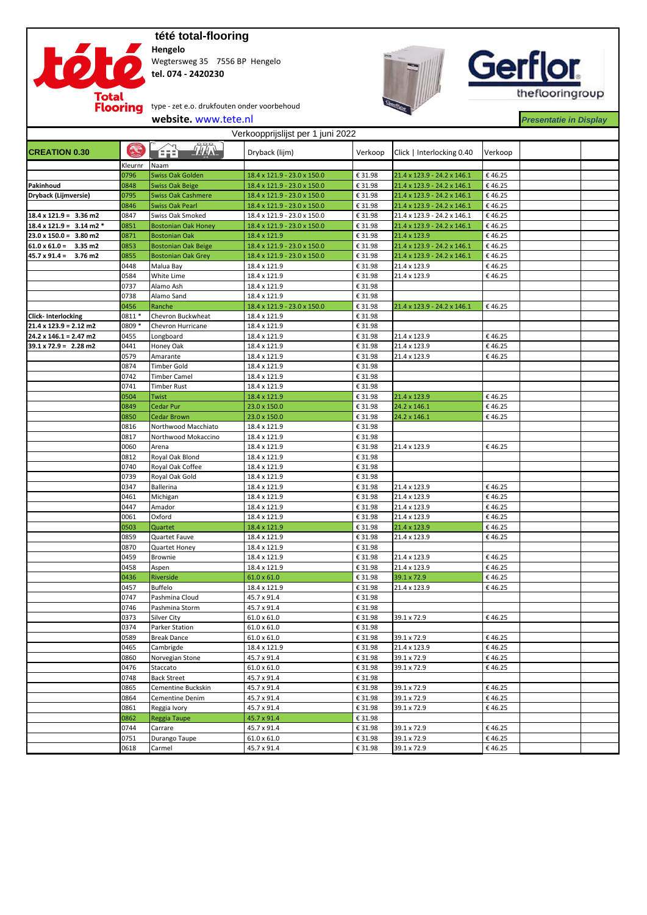**tété total-flooring**
**Hengelo**
Wegtersweg 35 7556 BP Hengelo
**tel. 074 - 2420230**

type - zet e.o. drukfouten onder voorbehoud
**website.** www.tete.nl

*Presentatie in Display*

Verkoopprijslijst per 1 juni 2022

| CREATION 0.30 | | | Dryback (lijm) | Verkoop | Click \| Interlocking 0.40 | Verkoop | | |
|---|---|---|---|---|---|---|---|---|
| | Kleurnr | Naam | | | | | | |
| | 0796 | Swiss Oak Golden | 18.4 x 121.9 - 23.0 x 150.0 | € 31.98 | 21.4 x 123.9 - 24.2 x 146.1 | € 46.25 | | |
| **Pakinhoud** | 0848 | Swiss Oak Beige | 18.4 x 121.9 - 23.0 x 150.0 | € 31.98 | 21.4 x 123.9 - 24.2 x 146.1 | € 46.25 | | |
| **Dryback (Lijmversie)** | 0795 | Swiss Oak Cashmere | 18.4 x 121.9 - 23.0 x 150.0 | € 31.98 | 21.4 x 123.9 - 24.2 x 146.1 | € 46.25 | | |
| | 0846 | Swiss Oak Pearl | 18.4 x 121.9 - 23.0 x 150.0 | € 31.98 | 21.4 x 123.9 - 24.2 x 146.1 | € 46.25 | | |
| **18.4 x 121.9 = 3.36 m2** | 0847 | Swiss Oak Smoked | 18.4 x 121.9 - 23.0 x 150.0 | € 31.98 | 21.4 x 123.9 - 24.2 x 146.1 | € 46.25 | | |
| **18.4 x 121.9 = 3.14 m2 *** | 0851 | Bostonian Oak Honey | 18.4 x 121.9 - 23.0 x 150.0 | € 31.98 | 21.4 x 123.9 - 24.2 x 146.1 | € 46.25 | | |
| **23.0 x 150.0 = 3.80 m2** | 0871 | Bostonian Oak | 18.4 x 121.9 | € 31.98 | 21.4 x 123.9 | € 46.25 | | |
| **61.0 x 61.0 = 3.35 m2** | 0853 | Bostonian Oak Beige | 18.4 x 121.9 - 23.0 x 150.0 | € 31.98 | 21.4 x 123.9 - 24.2 x 146.1 | € 46.25 | | |
| **45.7 x 91.4 = 3.76 m2** | 0855 | Bostonian Oak Grey | 18.4 x 121.9 - 23.0 x 150.0 | € 31.98 | 21.4 x 123.9 - 24.2 x 146.1 | € 46.25 | | |
| | 0448 | Malua Bay | 18.4 x 121.9 | € 31.98 | 21.4 x 123.9 | € 46.25 | | |
| | 0584 | White Lime | 18.4 x 121.9 | € 31.98 | 21.4 x 123.9 | € 46.25 | | |
| | 0737 | Alamo Ash | 18.4 x 121.9 | € 31.98 | | | | |
| | 0738 | Alamo Sand | 18.4 x 121.9 | € 31.98 | | | | |
| | 0456 | Ranche | 18.4 x 121.9 - 23.0 x 150.0 | € 31.98 | 21.4 x 123.9 - 24.2 x 146.1 | € 46.25 | | |
| **Click- Interlocking** | 0811 * | Chevron Buckwheat | 18.4 x 121.9 | € 31.98 | | | | |
| **21.4 x 123.9 = 2.12 m2** | 0809 * | Chevron Hurricane | 18.4 x 121.9 | € 31.98 | | | | |
| **24.2 x 146.1 = 2.47 m2** | 0455 | Longboard | 18.4 x 121.9 | € 31.98 | 21.4 x 123.9 | € 46.25 | | |
| **39.1 x 72.9 = 2.28 m2** | 0441 | Honey Oak | 18.4 x 121.9 | € 31.98 | 21.4 x 123.9 | € 46.25 | | |
| | 0579 | Amarante | 18.4 x 121.9 | € 31.98 | 21.4 x 123.9 | € 46.25 | | |
| | 0874 | Timber Gold | 18.4 x 121.9 | € 31.98 | | | | |
| | 0742 | Timber Camel | 18.4 x 121.9 | € 31.98 | | | | |
| | 0741 | Timber Rust | 18.4 x 121.9 | € 31.98 | | | | |
| | 0504 | Twist | 18.4 x 121.9 | € 31.98 | 21.4 x 123.9 | € 46.25 | | |
| | 0849 | Cedar Pur | 23.0 x 150.0 | € 31.98 | 24.2 x 146.1 | € 46.25 | | |
| | 0850 | Cedar Brown | 23.0 x 150.0 | € 31.98 | 24.2 x 146.1 | € 46.25 | | |
| | 0816 | Northwood Macchiato | 18.4 x 121.9 | € 31.98 | | | | |
| | 0817 | Northwood Mokaccino | 18.4 x 121.9 | € 31.98 | | | | |
| | 0060 | Arena | 18.4 x 121.9 | € 31.98 | 21.4 x 123.9 | € 46.25 | | |
| | 0812 | Royal Oak Blond | 18.4 x 121.9 | € 31.98 | | | | |
| | 0740 | Royal Oak Coffee | 18.4 x 121.9 | € 31.98 | | | | |
| | 0739 | Royal Oak Gold | 18.4 x 121.9 | € 31.98 | | | | |
| | 0347 | Ballerina | 18.4 x 121.9 | € 31.98 | 21.4 x 123.9 | € 46.25 | | |
| | 0461 | Michigan | 18.4 x 121.9 | € 31.98 | 21.4 x 123.9 | € 46.25 | | |
| | 0447 | Amador | 18.4 x 121.9 | € 31.98 | 21.4 x 123.9 | € 46.25 | | |
| | 0061 | Oxford | 18.4 x 121.9 | € 31.98 | 21.4 x 123.9 | € 46.25 | | |
| | 0503 | Quartet | 18.4 x 121.9 | € 31.98 | 21.4 x 123.9 | € 46.25 | | |
| | 0859 | Quartet Fauve | 18.4 x 121.9 | € 31.98 | 21.4 x 123.9 | € 46.25 | | |
| | 0870 | Quartet Honey | 18.4 x 121.9 | € 31.98 | | | | |
| | 0459 | Brownie | 18.4 x 121.9 | € 31.98 | 21.4 x 123.9 | € 46.25 | | |
| | 0458 | Aspen | 18.4 x 121.9 | € 31.98 | 21.4 x 123.9 | € 46.25 | | |
| | 0436 | Riverside | 61.0 x 61.0 | € 31.98 | 39.1 x 72.9 | € 46.25 | | |
| | 0457 | Buffelo | 18.4 x 121.9 | € 31.98 | 21.4 x 123.9 | € 46.25 | | |
| | 0747 | Pashmina Cloud | 45.7 x 91.4 | € 31.98 | | | | |
| | 0746 | Pashmina Storm | 45.7 x 91.4 | € 31.98 | | | | |
| | 0373 | Silver City | 61.0 x 61.0 | € 31.98 | 39.1 x 72.9 | € 46.25 | | |
| | 0374 | Parker Station | 61.0 x 61.0 | € 31.98 | | | | |
| | 0589 | Break Dance | 61.0 x 61.0 | € 31.98 | 39.1 x 72.9 | € 46.25 | | |
| | 0465 | Cambrigde | 18.4 x 121.9 | € 31.98 | 21.4 x 123.9 | € 46.25 | | |
| | 0860 | Norvegian Stone | 45.7 x 91.4 | € 31.98 | 39.1 x 72.9 | € 46.25 | | |
| | 0476 | Staccato | 61.0 x 61.0 | € 31.98 | 39.1 x 72.9 | € 46.25 | | |
| | 0748 | Back Street | 45.7 x 91.4 | € 31.98 | | | | |
| | 0865 | Cementine Buckskin | 45.7 x 91.4 | € 31.98 | 39.1 x 72.9 | € 46.25 | | |
| | 0864 | Cementine Denim | 45.7 x 91.4 | € 31.98 | 39.1 x 72.9 | € 46.25 | | |
| | 0861 | Reggia Ivory | 45.7 x 91.4 | € 31.98 | 39.1 x 72.9 | € 46.25 | | |
| | 0862 | Reggia Taupe | 45.7 x 91.4 | € 31.98 | | | | |
| | 0744 | Carrare | 45.7 x 91.4 | € 31.98 | 39.1 x 72.9 | € 46.25 | | |
| | 0751 | Durango Taupe | 61.0 x 61.0 | € 31.98 | 39.1 x 72.9 | € 46.25 | | |
| | 0618 | Carmel | 45.7 x 91.4 | € 31.98 | 39.1 x 72.9 | € 46.25 | | |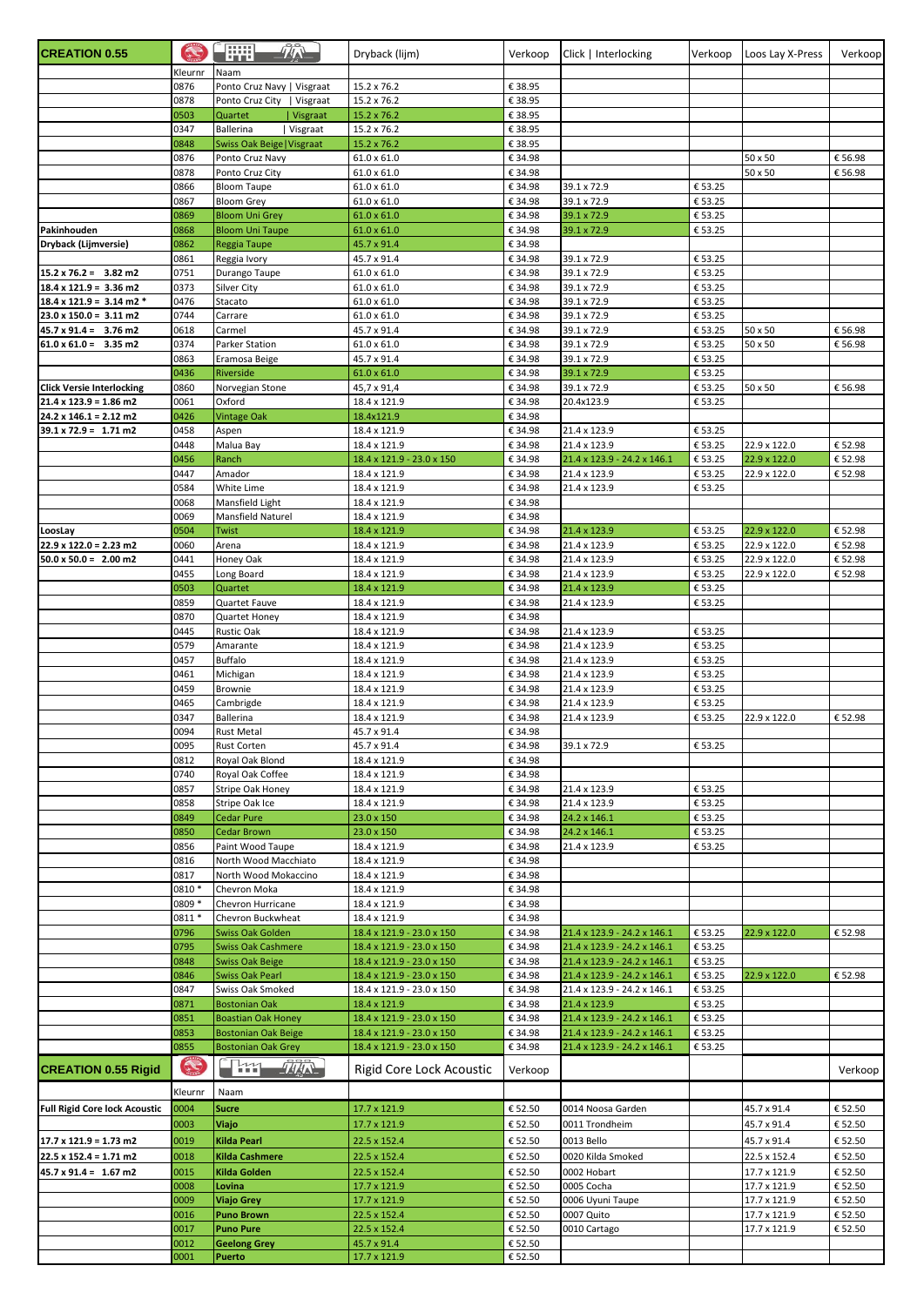| CREATION 0.55 | | | Dryback (lijm) | Verkoop | Click \| Interlocking | Verkoop | Loos Lay X-Press | Verkoop |
|---|---|---|---|---|---|---|---|---|
| | Kleurnr | Naam | | | | | | |
| | 0876 | Ponto Cruz Navy \| Visgraat | 15.2 x 76.2 | € 38.95 | | | | |
| | 0878 | Ponto Cruz City \| Visgraat | 15.2 x 76.2 | € 38.95 | | | | |
| | 0503 | Quartet \| Visgraat | 15.2 x 76.2 | € 38.95 | | | | |
| | 0347 | Ballerina \| Visgraat | 15.2 x 76.2 | € 38.95 | | | | |
| | 0848 | Swiss Oak Beige \| Visgraat | 15.2 x 76.2 | € 38.95 | | | | |
| | 0876 | Ponto Cruz Navy | 61.0 x 61.0 | € 34.98 | | | 50 x 50 | € 56.98 |
| | 0878 | Ponto Cruz City | 61.0 x 61.0 | € 34.98 | | | 50 x 50 | € 56.98 |
| | 0866 | Bloom Taupe | 61.0 x 61.0 | € 34.98 | 39.1 x 72.9 | € 53.25 | | |
| | 0867 | Bloom Grey | 61.0 x 61.0 | € 34.98 | 39.1 x 72.9 | € 53.25 | | |
| | 0869 | Bloom Uni Grey | 61.0 x 61.0 | € 34.98 | 39.1 x 72.9 | € 53.25 | | |
| **Pakinhouden** | 0868 | Bloom Uni Taupe | 61.0 x 61.0 | € 34.98 | 39.1 x 72.9 | € 53.25 | | |
| **Dryback (Lijmversie)** | 0862 | Reggia Taupe | 45.7 x 91.4 | € 34.98 | | | | |
| | 0861 | Reggia Ivory | 45.7 x 91.4 | € 34.98 | 39.1 x 72.9 | € 53.25 | | |
| **15.2 x 76.2 = 3.82 m2** | 0751 | Durango Taupe | 61.0 x 61.0 | € 34.98 | 39.1 x 72.9 | € 53.25 | | |
| **18.4 x 121.9 = 3.36 m2** | 0373 | Silver City | 61.0 x 61.0 | € 34.98 | 39.1 x 72.9 | € 53.25 | | |
| **18.4 x 121.9 = 3.14 m2 *** | 0476 | Stacato | 61.0 x 61.0 | € 34.98 | 39.1 x 72.9 | € 53.25 | | |
| **23.0 x 150.0 = 3.11 m2** | 0744 | Carrare | 61.0 x 61.0 | € 34.98 | 39.1 x 72.9 | € 53.25 | | |
| **45.7 x 91.4 = 3.76 m2** | 0618 | Carmel | 45.7 x 91.4 | € 34.98 | 39.1 x 72.9 | € 53.25 | 50 x 50 | € 56.98 |
| **61.0 x 61.0 = 3.35 m2** | 0374 | Parker Station | 61.0 x 61.0 | € 34.98 | 39.1 x 72.9 | € 53.25 | 50 x 50 | € 56.98 |
| | 0863 | Eramosa Beige | 45.7 x 91.4 | € 34.98 | 39.1 x 72.9 | € 53.25 | | |
| | 0436 | Riverside | 61.0 x 61.0 | € 34.98 | 39.1 x 72.9 | € 53.25 | | |
| **Click Versie Interlocking** | 0860 | Norvegian Stone | 45,7 x 91,4 | € 34.98 | 39.1 x 72.9 | € 53.25 | 50 x 50 | € 56.98 |
| **21.4 x 123.9 = 1.86 m2** | 0061 | Oxford | 18.4 x 121.9 | € 34.98 | 20.4x123.9 | € 53.25 | | |
| **24.2 x 146.1 = 2.12 m2** | 0426 | Vintage Oak | 18.4x121.9 | € 34.98 | | | | |
| **39.1 x 72.9 = 1.71 m2** | 0458 | Aspen | 18.4 x 121.9 | € 34.98 | 21.4 x 123.9 | € 53.25 | | |
| | 0448 | Malua Bay | 18.4 x 121.9 | € 34.98 | 21.4 x 123.9 | € 53.25 | 22.9 x 122.0 | € 52.98 |
| | 0456 | Ranch | 18.4 x 121.9 - 23.0 x 150 | € 34.98 | 21.4 x 123.9 - 24.2 x 146.1 | € 53.25 | 22.9 x 122.0 | € 52.98 |
| | 0447 | Amador | 18.4 x 121.9 | € 34.98 | 21.4 x 123.9 | € 53.25 | 22.9 x 122.0 | € 52.98 |
| | 0584 | White Lime | 18.4 x 121.9 | € 34.98 | 21.4 x 123.9 | € 53.25 | | |
| | 0068 | Mansfield Light | 18.4 x 121.9 | € 34.98 | | | | |
| | 0069 | Mansfield Naturel | 18.4 x 121.9 | € 34.98 | | | | |
| **LoosLay** | 0504 | Twist | 18.4 x 121.9 | € 34.98 | 21.4 x 123.9 | € 53.25 | 22.9 x 122.0 | € 52.98 |
| **22.9 x 122.0 = 2.23 m2** | 0060 | Arena | 18.4 x 121.9 | € 34.98 | 21.4 x 123.9 | € 53.25 | 22.9 x 122.0 | € 52.98 |
| **50.0 x 50.0 = 2.00 m2** | 0441 | Honey Oak | 18.4 x 121.9 | € 34.98 | 21.4 x 123.9 | € 53.25 | 22.9 x 122.0 | € 52.98 |
| | 0455 | Long Board | 18.4 x 121.9 | € 34.98 | 21.4 x 123.9 | € 53.25 | 22.9 x 122.0 | € 52.98 |
| | 0503 | Quartet | 18.4 x 121.9 | € 34.98 | 21.4 x 123.9 | € 53.25 | | |
| | 0859 | Quartet Fauve | 18.4 x 121.9 | € 34.98 | 21.4 x 123.9 | € 53.25 | | |
| | 0870 | Quartet Honey | 18.4 x 121.9 | € 34.98 | | | | |
| | 0445 | Rustic Oak | 18.4 x 121.9 | € 34.98 | 21.4 x 123.9 | € 53.25 | | |
| | 0579 | Amarante | 18.4 x 121.9 | € 34.98 | 21.4 x 123.9 | € 53.25 | | |
| | 0457 | Buffalo | 18.4 x 121.9 | € 34.98 | 21.4 x 123.9 | € 53.25 | | |
| | 0461 | Michigan | 18.4 x 121.9 | € 34.98 | 21.4 x 123.9 | € 53.25 | | |
| | 0459 | Brownie | 18.4 x 121.9 | € 34.98 | 21.4 x 123.9 | € 53.25 | | |
| | 0465 | Cambrigde | 18.4 x 121.9 | € 34.98 | 21.4 x 123.9 | € 53.25 | | |
| | 0347 | Ballerina | 18.4 x 121.9 | € 34.98 | 21.4 x 123.9 | € 53.25 | 22.9 x 122.0 | € 52.98 |
| | 0094 | Rust Metal | 45.7 x 91.4 | € 34.98 | | | | |
| | 0095 | Rust Corten | 45.7 x 91.4 | € 34.98 | 39.1 x 72.9 | € 53.25 | | |
| | 0812 | Royal Oak Blond | 18.4 x 121.9 | € 34.98 | | | | |
| | 0740 | Royal Oak Coffee | 18.4 x 121.9 | € 34.98 | | | | |
| | 0857 | Stripe Oak Honey | 18.4 x 121.9 | € 34.98 | 21.4 x 123.9 | € 53.25 | | |
| | 0858 | Stripe Oak Ice | 18.4 x 121.9 | € 34.98 | 21.4 x 123.9 | € 53.25 | | |
| | 0849 | Cedar Pure | 23.0 x 150 | € 34.98 | 24.2 x 146.1 | € 53.25 | | |
| | 0850 | Cedar Brown | 23.0 x 150 | € 34.98 | 24.2 x 146.1 | € 53.25 | | |
| | 0856 | Paint Wood Taupe | 18.4 x 121.9 | € 34.98 | 21.4 x 123.9 | € 53.25 | | |
| | 0816 | North Wood Macchiato | 18.4 x 121.9 | € 34.98 | | | | |
| | 0817 | North Wood Mokaccino | 18.4 x 121.9 | € 34.98 | | | | |
| | 0810 * | Chevron Moka | 18.4 x 121.9 | € 34.98 | | | | |
| | 0809 * | Chevron Hurricane | 18.4 x 121.9 | € 34.98 | | | | |
| | 0811 * | Chevron Buckwheat | 18.4 x 121.9 | € 34.98 | | | | |
| | 0796 | Swiss Oak Golden | 18.4 x 121.9 - 23.0 x 150 | € 34.98 | 21.4 x 123.9 - 24.2 x 146.1 | € 53.25 | 22.9 x 122.0 | € 52.98 |
| | 0795 | Swiss Oak Cashmere | 18.4 x 121.9 - 23.0 x 150 | € 34.98 | 21.4 x 123.9 - 24.2 x 146.1 | € 53.25 | | |
| | 0848 | Swiss Oak Beige | 18.4 x 121.9 - 23.0 x 150 | € 34.98 | 21.4 x 123.9 - 24.2 x 146.1 | € 53.25 | | |
| | 0846 | Swiss Oak Pearl | 18.4 x 121.9 - 23.0 x 150 | € 34.98 | 21.4 x 123.9 - 24.2 x 146.1 | € 53.25 | 22.9 x 122.0 | € 52.98 |
| | 0847 | Swiss Oak Smoked | 18.4 x 121.9 - 23.0 x 150 | € 34.98 | 21.4 x 123.9 - 24.2 x 146.1 | € 53.25 | | |
| | 0871 | Bostonian Oak | 18.4 x 121.9 | € 34.98 | 21.4 x 123.9 | € 53.25 | | |
| | 0851 | Boastian Oak Honey | 18.4 x 121.9 - 23.0 x 150 | € 34.98 | 21.4 x 123.9 - 24.2 x 146.1 | € 53.25 | | |
| | 0853 | Bostonian Oak Beige | 18.4 x 121.9 - 23.0 x 150 | € 34.98 | 21.4 x 123.9 - 24.2 x 146.1 | € 53.25 | | |
| | 0855 | Bostonian Oak Grey | 18.4 x 121.9 - 23.0 x 150 | € 34.98 | 21.4 x 123.9 - 24.2 x 146.1 | € 53.25 | | |

| CREATION 0.55 Rigid | | | Rigid Core Lock Acoustic | Verkoop | | | | Verkoop |
|---|---|---|---|---|---|---|---|---|
| | Kleurnr | Naam | | | | | | |
| **Full Rigid Core lock Acoustic** | 0004 | **Sucre** | 17.7 x 121.9 | € 52.50 | 0014 Noosa Garden | | 45.7 x 91.4 | € 52.50 |
| | 0003 | **Viajo** | 17.7 x 121.9 | € 52.50 | 0011 Trondheim | | 45.7 x 91.4 | € 52.50 |
| **17.7 x 121.9 = 1.73 m2** | 0019 | **Kilda Pearl** | 22.5 x 152.4 | € 52.50 | 0013 Bello | | 45.7 x 91.4 | € 52.50 |
| **22.5 x 152.4 = 1.71 m2** | 0018 | **Kilda Cashmere** | 22.5 x 152.4 | € 52.50 | 0020 Kilda Smoked | | 22.5 x 152.4 | € 52.50 |
| **45.7 x 91.4 = 1.67 m2** | 0015 | **Kilda Golden** | 22.5 x 152.4 | € 52.50 | 0002 Hobart | | 17.7 x 121.9 | € 52.50 |
| | 0008 | **Lovina** | 17.7 x 121.9 | € 52.50 | 0005 Cocha | | 17.7 x 121.9 | € 52.50 |
| | 0009 | **Viajo Grey** | 17.7 x 121.9 | € 52.50 | 0006 Uyuni Taupe | | 17.7 x 121.9 | € 52.50 |
| | 0016 | **Puno Brown** | 22.5 x 152.4 | € 52.50 | 0007 Quito | | 17.7 x 121.9 | € 52.50 |
| | 0017 | **Puno Pure** | 22.5 x 152.4 | € 52.50 | 0010 Cartago | | 17.7 x 121.9 | € 52.50 |
| | 0012 | **Geelong Grey** | 45.7 x 91.4 | € 52.50 | | | | |
| | 0001 | **Puerto** | 17.7 x 121.9 | € 52.50 | | | | |